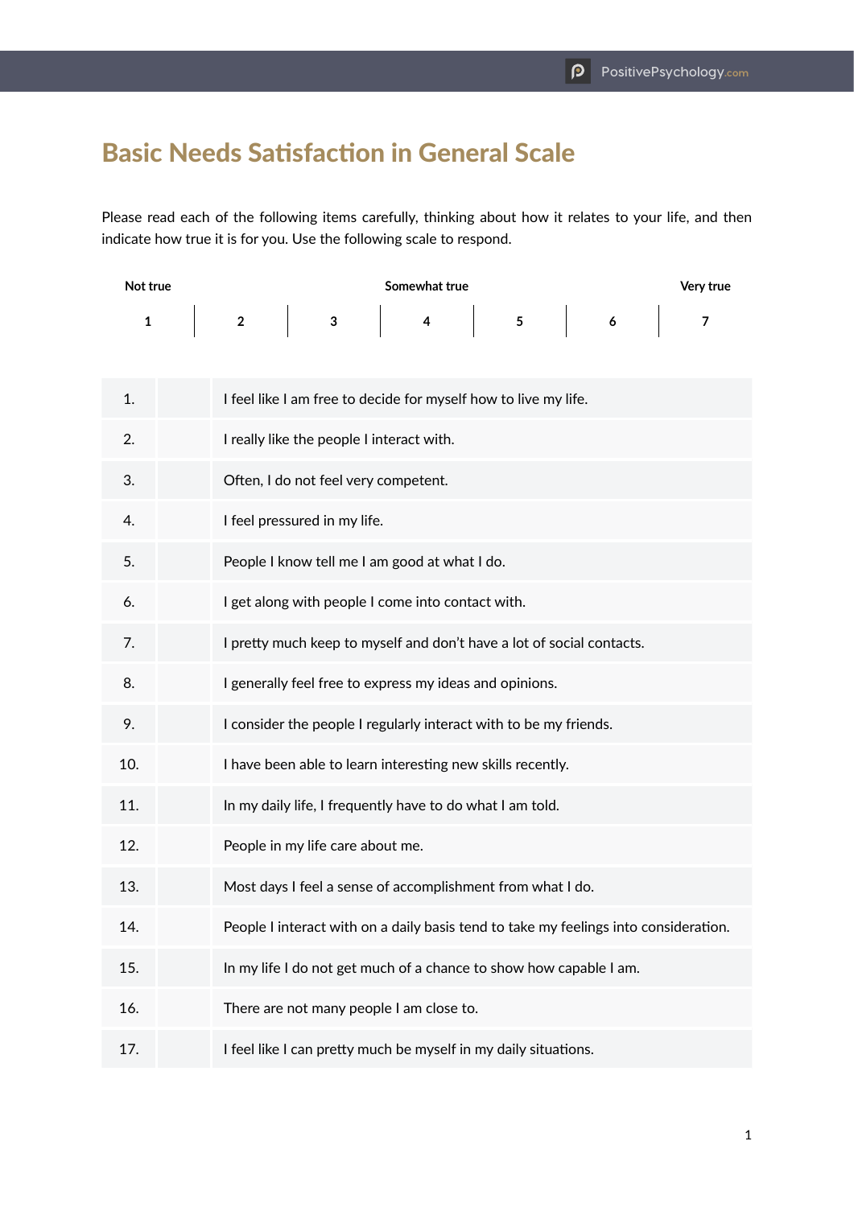# Basic Needs Satisfaction in General Scale

Please read each of the following items carefully, thinking about how it relates to your life, and then indicate how true it is for you. Use the following scale to respond.

| Not true | | | Somewhat true | | | Very true |
|---|---|---|---|---|---|---|
| 1 | 2 | 3 | 4 | 5 | 6 | 7 |

| | | |
|---|---|---|
| 1. | | I feel like I am free to decide for myself how to live my life. |
| 2. | | I really like the people I interact with. |
| 3. | | Often, I do not feel very competent. |
| 4. | | I feel pressured in my life. |
| 5. | | People I know tell me I am good at what I do. |
| 6. | | I get along with people I come into contact with. |
| 7. | | I pretty much keep to myself and don't have a lot of social contacts. |
| 8. | | I generally feel free to express my ideas and opinions. |
| 9. | | I consider the people I regularly interact with to be my friends. |
| 10. | | I have been able to learn interesting new skills recently. |
| 11. | | In my daily life, I frequently have to do what I am told. |
| 12. | | People in my life care about me. |
| 13. | | Most days I feel a sense of accomplishment from what I do. |
| 14. | | People I interact with on a daily basis tend to take my feelings into consideration. |
| 15. | | In my life I do not get much of a chance to show how capable I am. |
| 16. | | There are not many people I am close to. |
| 17. | | I feel like I can pretty much be myself in my daily situations. |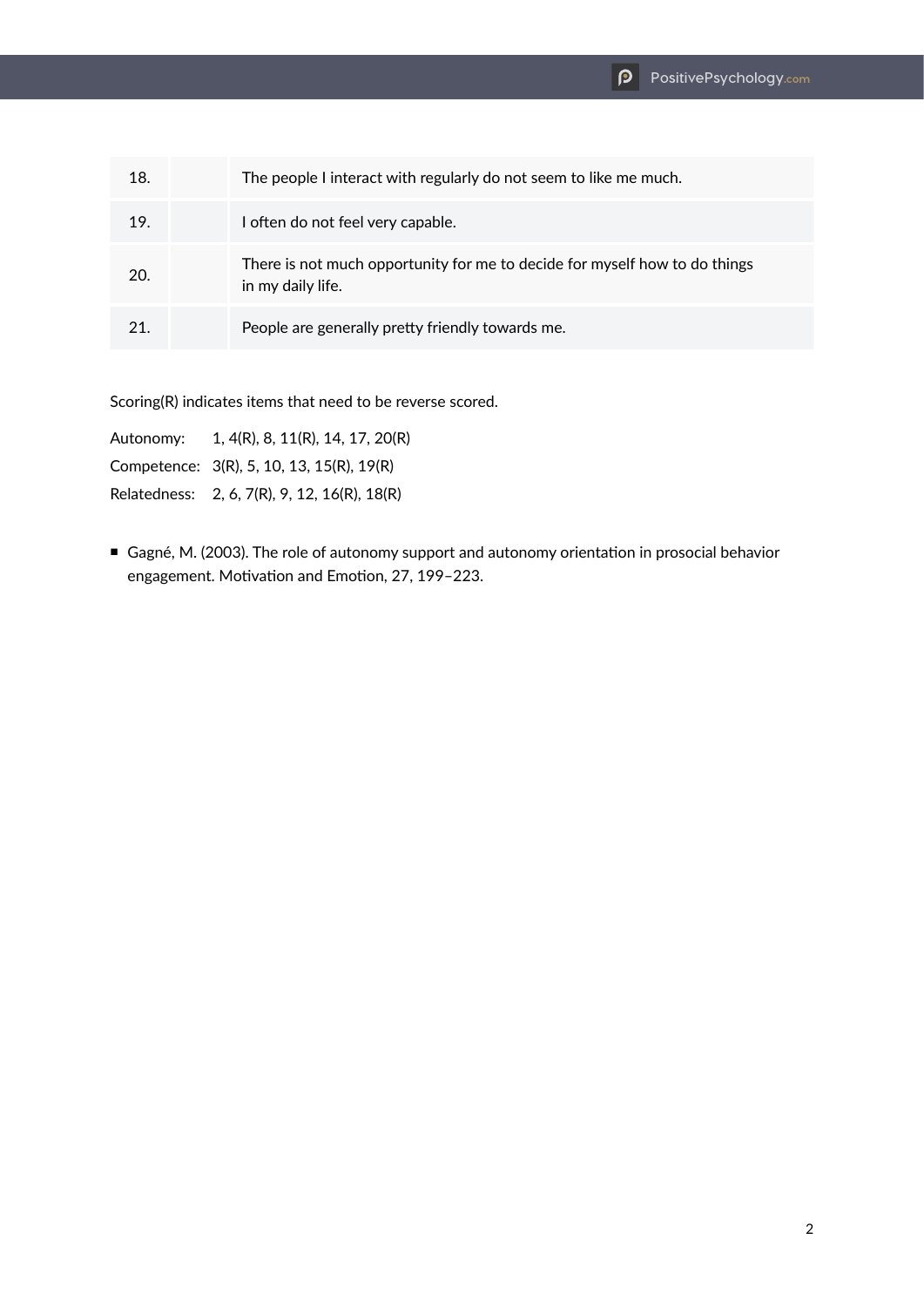| | | |
|---|---|---|
| 18. | | The people I interact with regularly do not seem to like me much. |
| 19. | | I often do not feel very capable. |
| 20. | | There is not much opportunity for me to decide for myself how to do things in my daily life. |
| 21. | | People are generally pretty friendly towards me. |

Scoring(R) indicates items that need to be reverse scored.

Autonomy: 1, 4(R), 8, 11(R), 14, 17, 20(R)

Competence: 3(R), 5, 10, 13, 15(R), 19(R)

Relatedness: 2, 6, 7(R), 9, 12, 16(R), 18(R)

- Gagné, M. (2003). The role of autonomy support and autonomy orientation in prosocial behavior engagement. Motivation and Emotion, 27, 199–223.